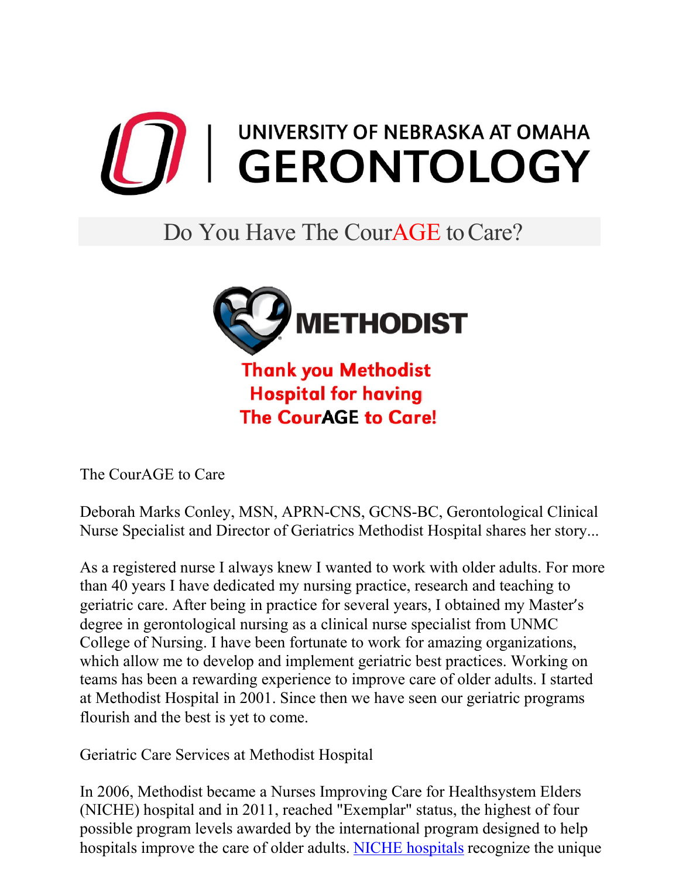UNIVERSITY OF NEBRASKA AT OMAHA
# GERONTOLOGY

## Do You Have The CourAGE to Care?

METHODIST

**Thank you Methodist Hospital for having The CourAGE to Care!**

The CourAGE to Care

Deborah Marks Conley, MSN, APRN-CNS, GCNS-BC, Gerontological Clinical Nurse Specialist and Director of Geriatrics Methodist Hospital shares her story...

As a registered nurse I always knew I wanted to work with older adults. For more than 40 years I have dedicated my nursing practice, research and teaching to geriatric care. After being in practice for several years, I obtained my Master's degree in gerontological nursing as a clinical nurse specialist from UNMC College of Nursing. I have been fortunate to work for amazing organizations, which allow me to develop and implement geriatric best practices. Working on teams has been a rewarding experience to improve care of older adults. I started at Methodist Hospital in 2001. Since then we have seen our geriatric programs flourish and the best is yet to come.

Geriatric Care Services at Methodist Hospital

In 2006, Methodist became a Nurses Improving Care for Healthsystem Elders (NICHE) hospital and in 2011, reached "Exemplar" status, the highest of four possible program levels awarded by the international program designed to help hospitals improve the care of older adults. NICHE hospitals recognize the unique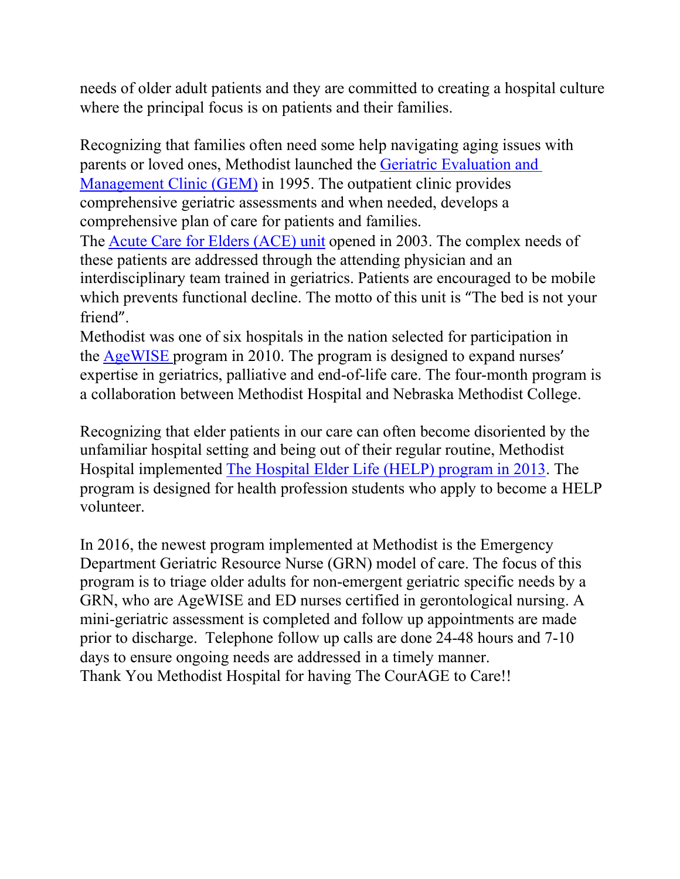needs of older adult patients and they are committed to creating a hospital culture where the principal focus is on patients and their families.

Recognizing that families often need some help navigating aging issues with parents or loved ones, Methodist launched the Geriatric Evaluation and Management Clinic (GEM) in 1995. The outpatient clinic provides comprehensive geriatric assessments and when needed, develops a comprehensive plan of care for patients and families.

The Acute Care for Elders (ACE) unit opened in 2003. The complex needs of these patients are addressed through the attending physician and an interdisciplinary team trained in geriatrics. Patients are encouraged to be mobile which prevents functional decline. The motto of this unit is "The bed is not your friend".

Methodist was one of six hospitals in the nation selected for participation in the AgeWISE program in 2010. The program is designed to expand nurses' expertise in geriatrics, palliative and end-of-life care. The four-month program is a collaboration between Methodist Hospital and Nebraska Methodist College.

Recognizing that elder patients in our care can often become disoriented by the unfamiliar hospital setting and being out of their regular routine, Methodist Hospital implemented The Hospital Elder Life (HELP) program in 2013. The program is designed for health profession students who apply to become a HELP volunteer.

In 2016, the newest program implemented at Methodist is the Emergency Department Geriatric Resource Nurse (GRN) model of care. The focus of this program is to triage older adults for non-emergent geriatric specific needs by a GRN, who are AgeWISE and ED nurses certified in gerontological nursing. A mini-geriatric assessment is completed and follow up appointments are made prior to discharge. Telephone follow up calls are done 24-48 hours and 7-10 days to ensure ongoing needs are addressed in a timely manner.

Thank You Methodist Hospital for having The CourAGE to Care!!